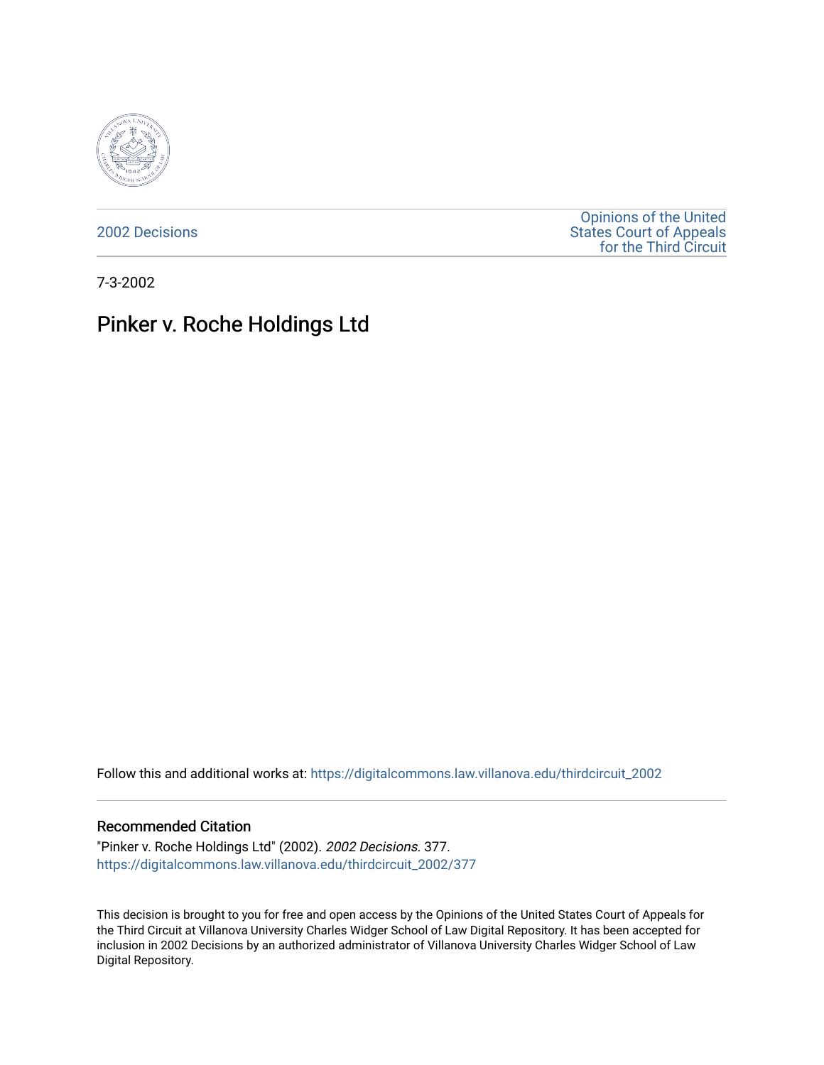2002 Decisions

Opinions of the United States Court of Appeals for the Third Circuit

7-3-2002

# Pinker v. Roche Holdings Ltd

Follow this and additional works at: https://digitalcommons.law.villanova.edu/thirdcircuit_2002

## Recommended Citation

"Pinker v. Roche Holdings Ltd" (2002). *2002 Decisions*. 377.
https://digitalcommons.law.villanova.edu/thirdcircuit_2002/377

This decision is brought to you for free and open access by the Opinions of the United States Court of Appeals for the Third Circuit at Villanova University Charles Widger School of Law Digital Repository. It has been accepted for inclusion in 2002 Decisions by an authorized administrator of Villanova University Charles Widger School of Law Digital Repository.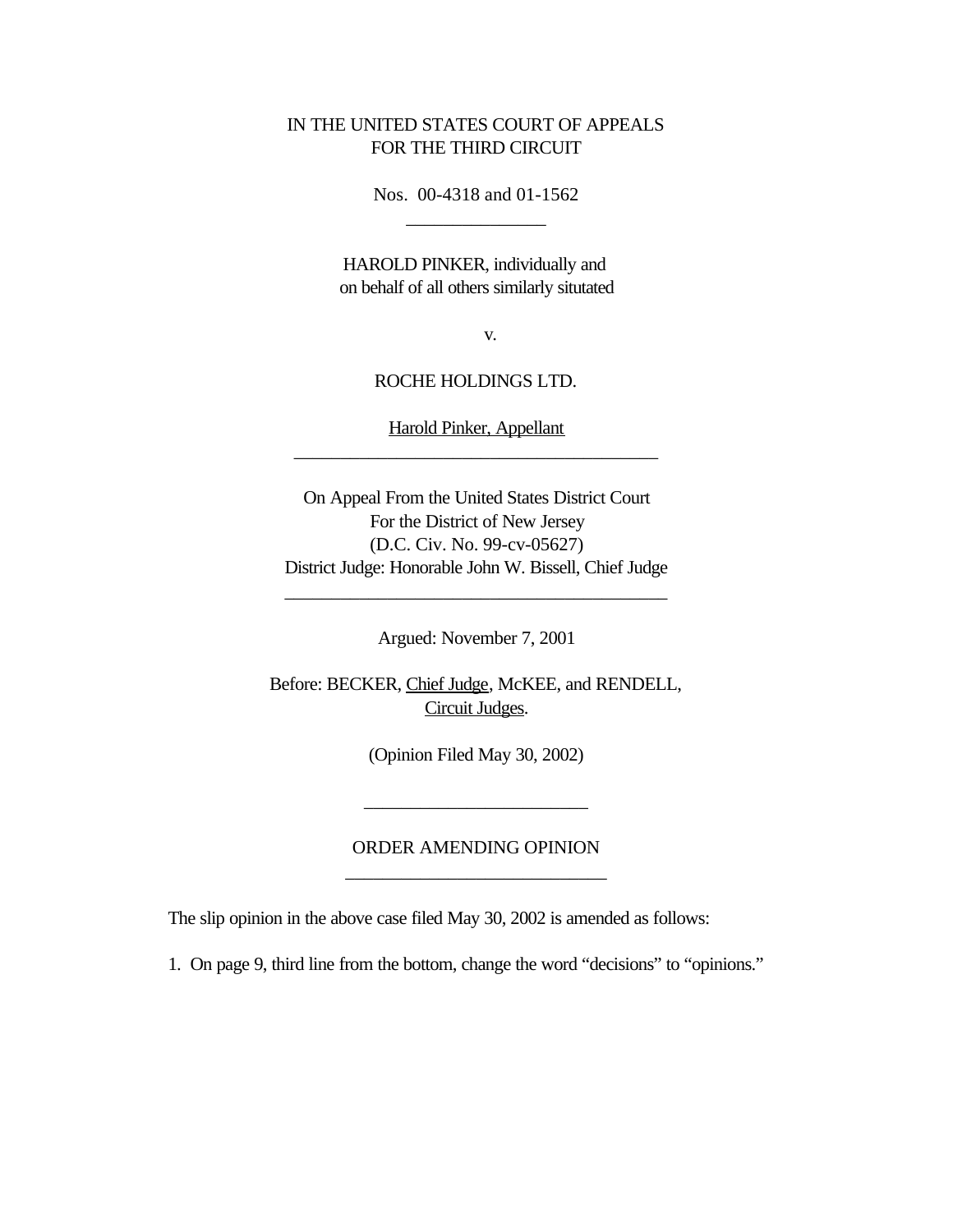IN THE UNITED STATES COURT OF APPEALS
FOR THE THIRD CIRCUIT

Nos. 00-4318 and 01-1562

---

HAROLD PINKER, individually and
on behalf of all others similarly situtated

v.

ROCHE HOLDINGS LTD.

Harold Pinker, Appellant

---

On Appeal From the United States District Court
For the District of New Jersey
(D.C. Civ. No. 99-cv-05627)
District Judge: Honorable John W. Bissell, Chief Judge

---

Argued: November 7, 2001

Before: BECKER, Chief Judge, McKEE, and RENDELL,
Circuit Judges.

(Opinion Filed May 30, 2002)

---

ORDER AMENDING OPINION

---

The slip opinion in the above case filed May 30, 2002 is amended as follows:

1. On page 9, third line from the bottom, change the word "decisions" to "opinions."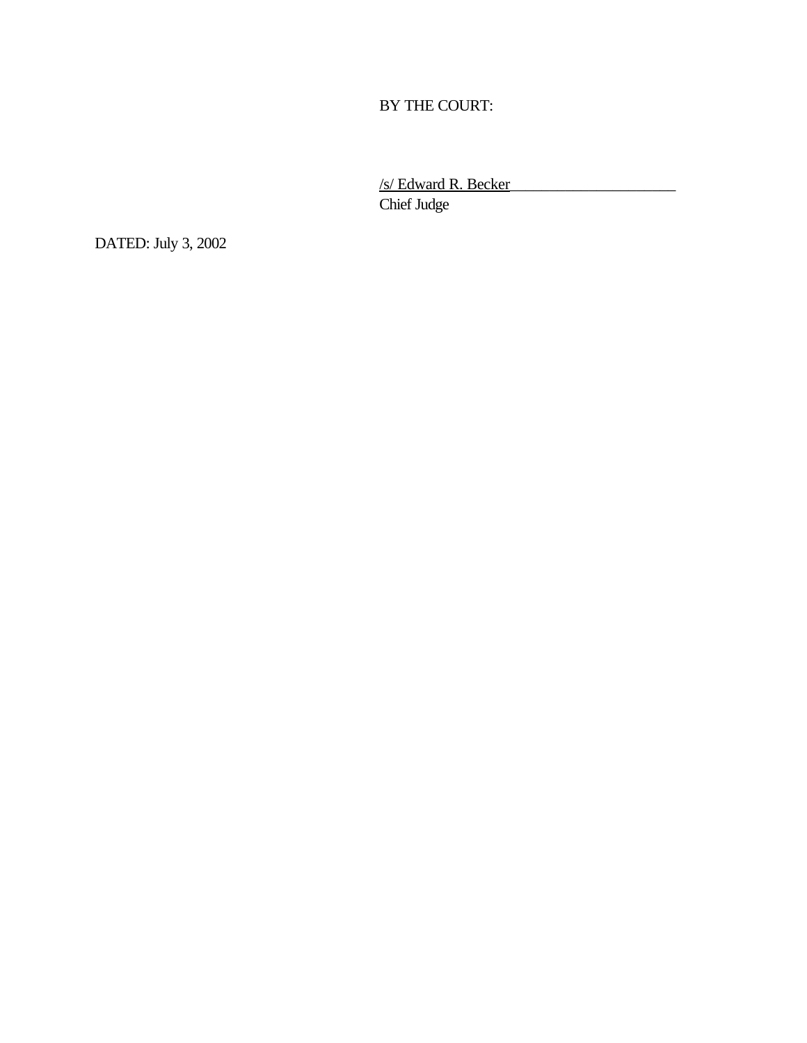BY THE COURT:

/s/ Edward R. Becker_____________________
Chief Judge

DATED: July 3, 2002